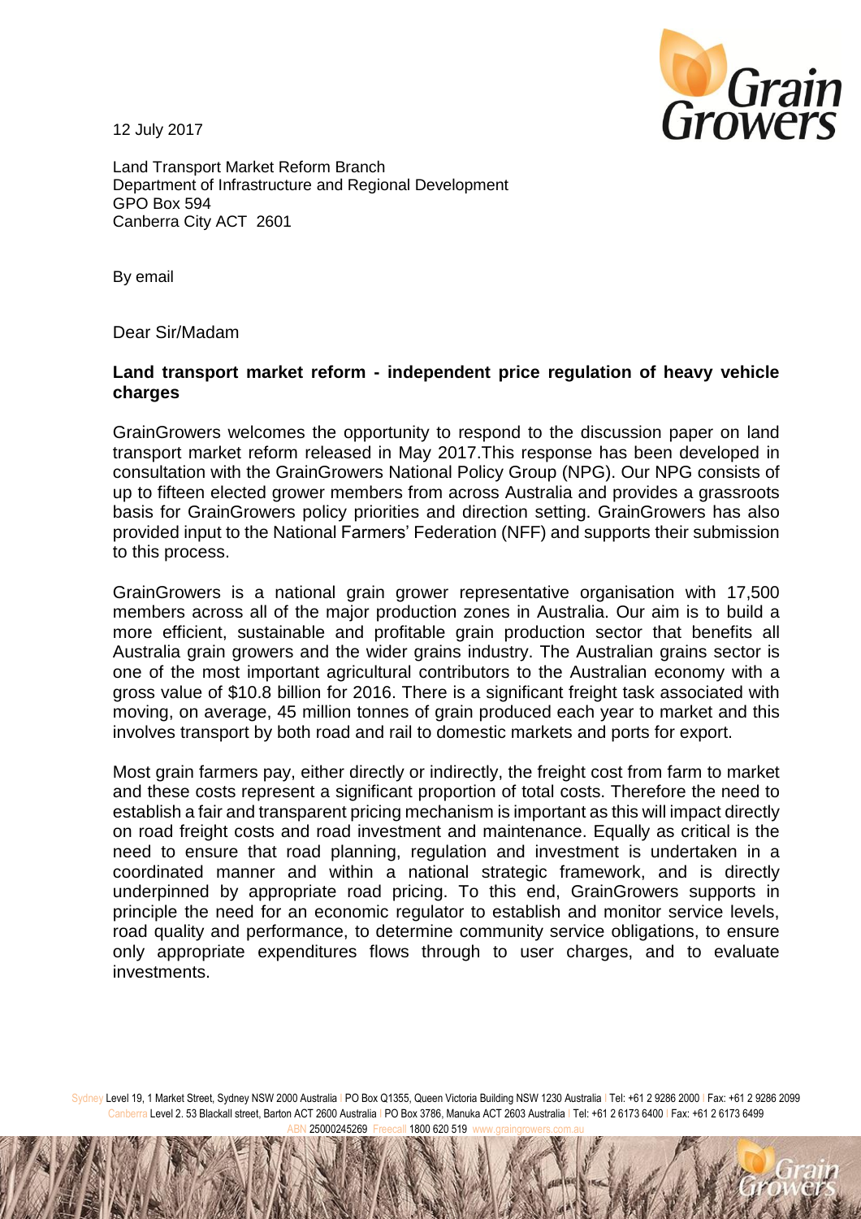12 July 2017

Land Transport Market Reform Branch
Department of Infrastructure and Regional Development
GPO Box 594
Canberra City ACT 2601

By email

Dear Sir/Madam

**Land transport market reform - independent price regulation of heavy vehicle charges**

GrainGrowers welcomes the opportunity to respond to the discussion paper on land transport market reform released in May 2017.This response has been developed in consultation with the GrainGrowers National Policy Group (NPG). Our NPG consists of up to fifteen elected grower members from across Australia and provides a grassroots basis for GrainGrowers policy priorities and direction setting. GrainGrowers has also provided input to the National Farmers' Federation (NFF) and supports their submission to this process.

GrainGrowers is a national grain grower representative organisation with 17,500 members across all of the major production zones in Australia. Our aim is to build a more efficient, sustainable and profitable grain production sector that benefits all Australia grain growers and the wider grains industry. The Australian grains sector is one of the most important agricultural contributors to the Australian economy with a gross value of $10.8 billion for 2016. There is a significant freight task associated with moving, on average, 45 million tonnes of grain produced each year to market and this involves transport by both road and rail to domestic markets and ports for export.

Most grain farmers pay, either directly or indirectly, the freight cost from farm to market and these costs represent a significant proportion of total costs. Therefore the need to establish a fair and transparent pricing mechanism is important as this will impact directly on road freight costs and road investment and maintenance. Equally as critical is the need to ensure that road planning, regulation and investment is undertaken in a coordinated manner and within a national strategic framework, and is directly underpinned by appropriate road pricing. To this end, GrainGrowers supports in principle the need for an economic regulator to establish and monitor service levels, road quality and performance, to determine community service obligations, to ensure only appropriate expenditures flows through to user charges, and to evaluate investments.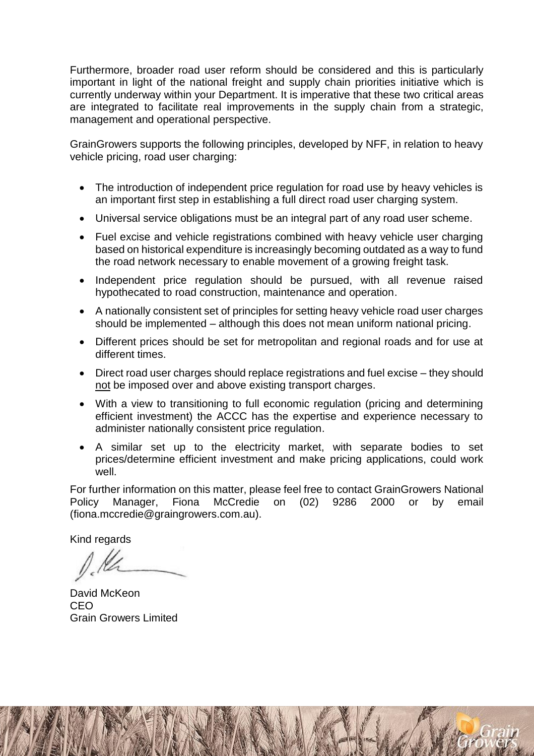Furthermore, broader road user reform should be considered and this is particularly important in light of the national freight and supply chain priorities initiative which is currently underway within your Department. It is imperative that these two critical areas are integrated to facilitate real improvements in the supply chain from a strategic, management and operational perspective.

GrainGrowers supports the following principles, developed by NFF, in relation to heavy vehicle pricing, road user charging:

- The introduction of independent price regulation for road use by heavy vehicles is an important first step in establishing a full direct road user charging system.
- Universal service obligations must be an integral part of any road user scheme.
- Fuel excise and vehicle registrations combined with heavy vehicle user charging based on historical expenditure is increasingly becoming outdated as a way to fund the road network necessary to enable movement of a growing freight task.
- Independent price regulation should be pursued, with all revenue raised hypothecated to road construction, maintenance and operation.
- A nationally consistent set of principles for setting heavy vehicle road user charges should be implemented – although this does not mean uniform national pricing.
- Different prices should be set for metropolitan and regional roads and for use at different times.
- Direct road user charges should replace registrations and fuel excise – they should not be imposed over and above existing transport charges.
- With a view to transitioning to full economic regulation (pricing and determining efficient investment) the ACCC has the expertise and experience necessary to administer nationally consistent price regulation.
- A similar set up to the electricity market, with separate bodies to set prices/determine efficient investment and make pricing applications, could work well.

For further information on this matter, please feel free to contact GrainGrowers National Policy Manager, Fiona McCredie on (02) 9286 2000 or by email (fiona.mccredie@graingrowers.com.au).

Kind regards

David McKeon
CEO
Grain Growers Limited